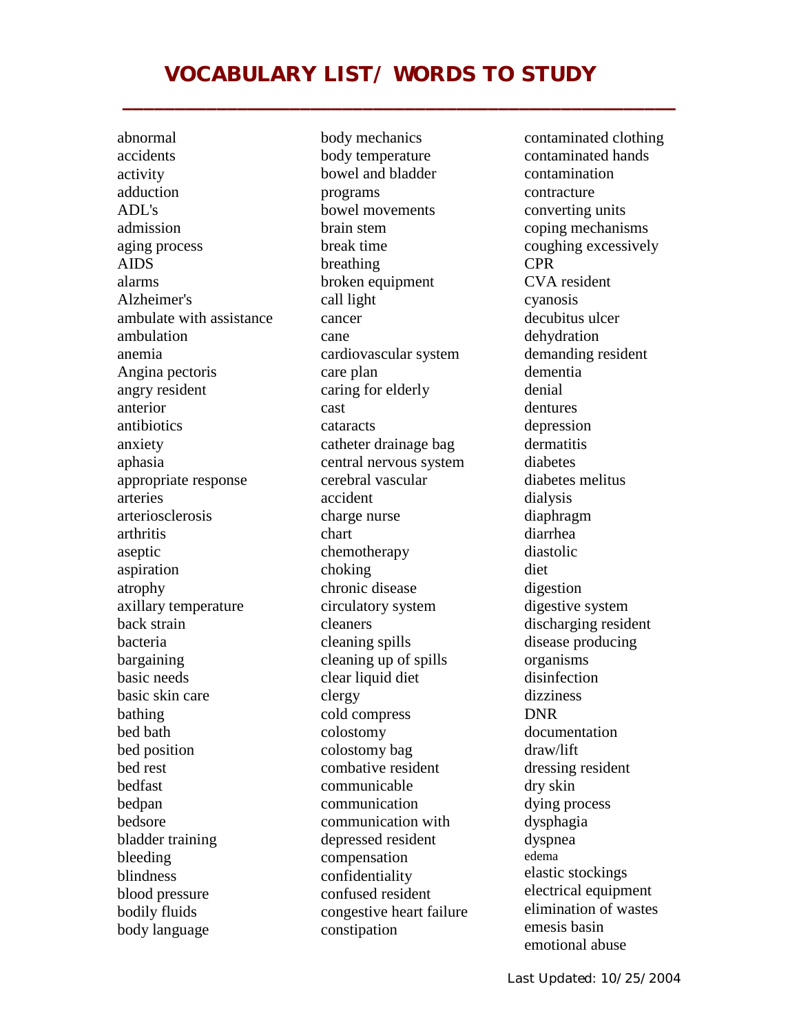# VOCABULARY LIST/ WORDS TO STUDY

abnormal
accidents
activity
adduction
ADL's
admission
aging process
AIDS
alarms
Alzheimer's
ambulate with assistance
ambulation
anemia
Angina pectoris
angry resident
anterior
antibiotics
anxiety
aphasia
appropriate response
arteries
arteriosclerosis
arthritis
aseptic
aspiration
atrophy
axillary temperature
back strain
bacteria
bargaining
basic needs
basic skin care
bathing
bed bath
bed position
bed rest
bedfast
bedpan
bedsore
bladder training
bleeding
blindness
blood pressure
bodily fluids
body language
body mechanics
body temperature
bowel and bladder programs
bowel movements
brain stem
break time
breathing
broken equipment
call light
cancer
cane
cardiovascular system
care plan
caring for elderly
cast
cataracts
catheter drainage bag
central nervous system
cerebral vascular accident
charge nurse
chart
chemotherapy
choking
chronic disease
circulatory system
cleaners
cleaning spills
cleaning up of spills
clear liquid diet
clergy
cold compress
colostomy
colostomy bag
combative resident
communicable
communication
communication with depressed resident
compensation
confidentiality
confused resident
congestive heart failure
constipation
contaminated clothing
contaminated hands
contamination
contracture
converting units
coping mechanisms
coughing excessively
CPR
CVA resident
cyanosis
decubitus ulcer
dehydration
demanding resident
dementia
denial
dentures
depression
dermatitis
diabetes
diabetes melitus
dialysis
diaphragm
diarrhea
diastolic
diet
digestion
digestive system
discharging resident
disease producing organisms
disinfection
dizziness
DNR
documentation
draw/lift
dressing resident
dry skin
dying process
dysphagia
dyspnea
edema
elastic stockings
electrical equipment
elimination of wastes
emesis basin
emotional abuse

Last Updated: 10/25/2004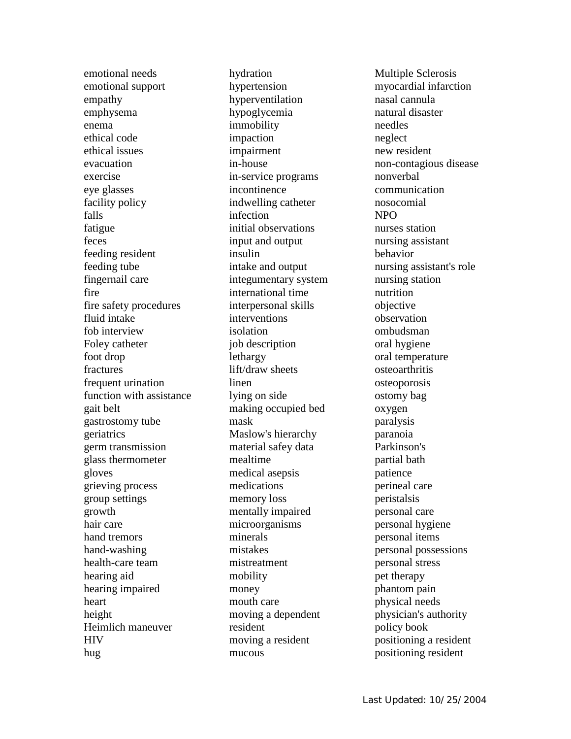emotional needs
emotional support
empathy
emphysema
enema
ethical code
ethical issues
evacuation
exercise
eye glasses
facility policy
falls
fatigue
feces
feeding resident
feeding tube
fingernail care
fire
fire safety procedures
fluid intake
fob interview
Foley catheter
foot drop
fractures
frequent urination
function with assistance
gait belt
gastrostomy tube
geriatrics
germ transmission
glass thermometer
gloves
grieving process
group settings
growth
hair care
hand tremors
hand-washing
health-care team
hearing aid
hearing impaired
heart
height
Heimlich maneuver
HIV
hug
hydration
hypertension
hyperventilation
hypoglycemia
immobility
impaction
impairment
in-house
in-service programs
incontinence
indwelling catheter
infection
initial observations
input and output
insulin
intake and output
integumentary system
international time
interpersonal skills
interventions
isolation
job description
lethargy
lift/draw sheets
linen
lying on side
making occupied bed
mask
Maslow's hierarchy
material safey data
mealtime
medical asepsis
medications
memory loss
mentally impaired
microorganisms
minerals
mistakes
mistreatment
mobility
money
mouth care
moving a dependent resident
moving a resident
mucous
Multiple Sclerosis
myocardial infarction
nasal cannula
natural disaster
needles
neglect
new resident
non-contagious disease
nonverbal communication
nosocomial
NPO
nurses station
nursing assistant behavior
nursing assistant's role
nursing station
nutrition
objective
observation
ombudsman
oral hygiene
oral temperature
osteoarthritis
osteoporosis
ostomy bag
oxygen
paralysis
paranoia
Parkinson's
partial bath
patience
perineal care
peristalsis
personal care
personal hygiene
personal items
personal possessions
personal stress
pet therapy
phantom pain
physical needs
physician's authority
policy book
positioning a resident
positioning resident

Last Updated: 10/25/2004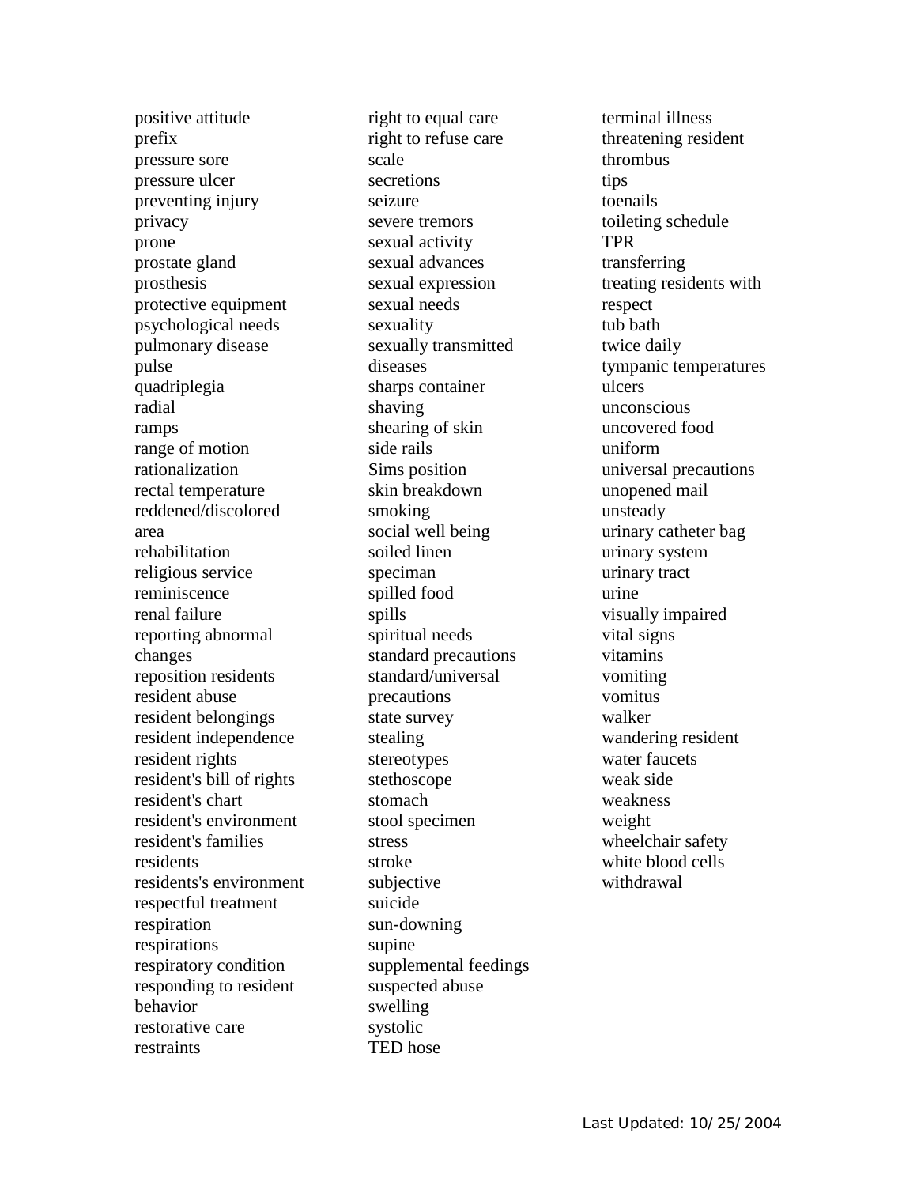positive attitude
prefix
pressure sore
pressure ulcer
preventing injury
privacy
prone
prostate gland
prosthesis
protective equipment
psychological needs
pulmonary disease
pulse
quadriplegia
radial
ramps
range of motion
rationalization
rectal temperature
reddened/discolored area
rehabilitation
religious service
reminiscence
renal failure
reporting abnormal changes
reposition residents
resident abuse
resident belongings
resident independence
resident rights
resident's bill of rights
resident's chart
resident's environment
resident's families
residents
residents's environment
respectful treatment
respiration
respirations
respiratory condition
responding to resident behavior
restorative care
restraints
right to equal care
right to refuse care
scale
secretions
seizure
severe tremors
sexual activity
sexual advances
sexual expression
sexual needs
sexuality
sexually transmitted diseases
sharps container
shaving
shearing of skin
side rails
Sims position
skin breakdown
smoking
social well being
soiled linen
speciman
spilled food
spills
spiritual needs
standard precautions
standard/universal precautions
state survey
stealing
stereotypes
stethoscope
stomach
stool specimen
stress
stroke
subjective
suicide
sun-downing
supine
supplemental feedings
suspected abuse
swelling
systolic
TED hose
terminal illness
threatening resident
thrombus
tips
toenails
toileting schedule
TPR
transferring
treating residents with respect
tub bath
twice daily
tympanic temperatures
ulcers
unconscious
uncovered food
uniform
universal precautions
unopened mail
unsteady
urinary catheter bag
urinary system
urinary tract
urine
visually impaired
vital signs
vitamins
vomiting
vomitus
walker
wandering resident
water faucets
weak side
weakness
weight
wheelchair safety
white blood cells
withdrawal

Last Updated: 10/25/2004